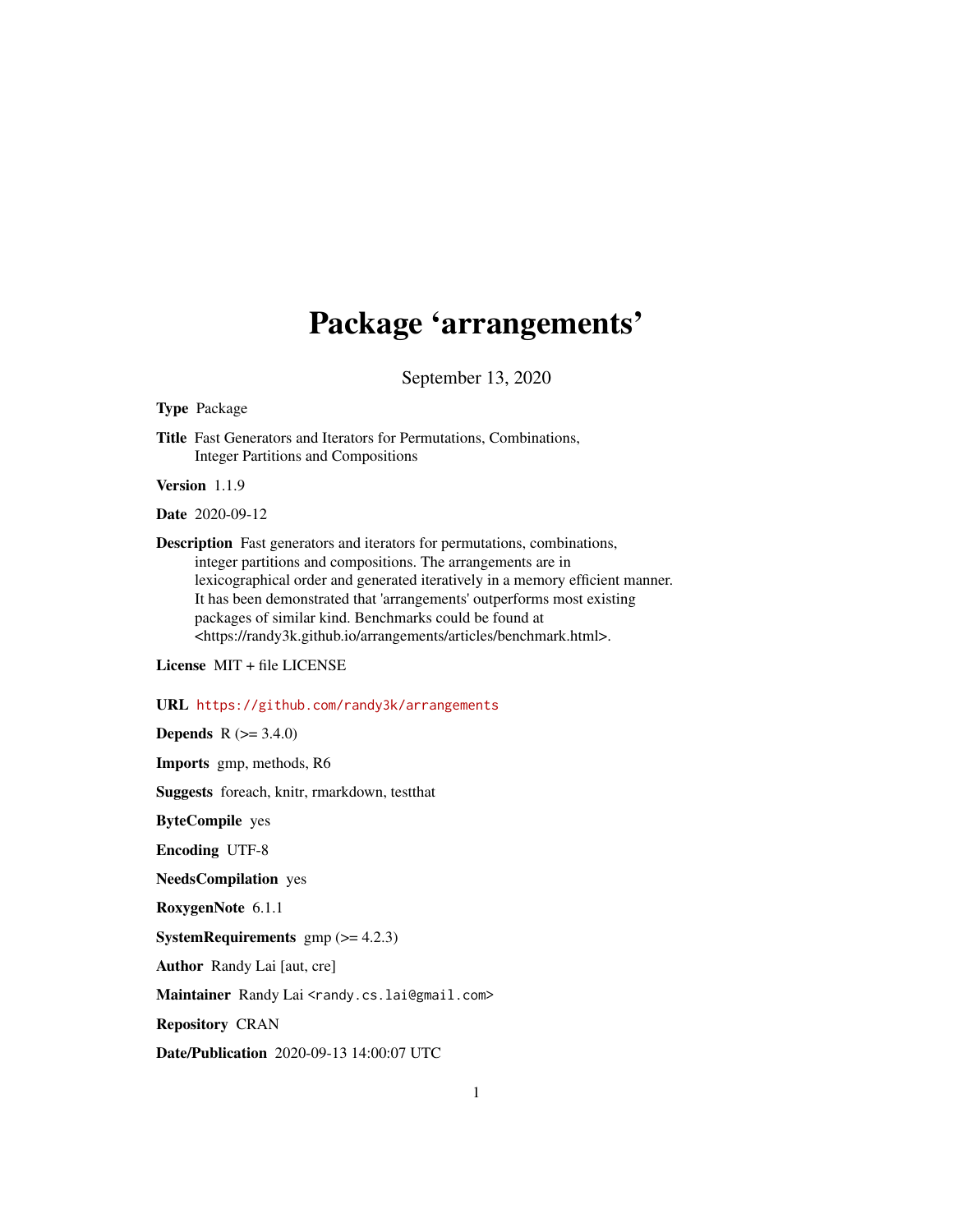# Package 'arrangements'

September 13, 2020

**Type** Package

**Title** Fast Generators and Iterators for Permutations, Combinations, Integer Partitions and Compositions

**Version** 1.1.9

**Date** 2020-09-12

**Description** Fast generators and iterators for permutations, combinations, integer partitions and compositions. The arrangements are in lexicographical order and generated iteratively in a memory efficient manner. It has been demonstrated that 'arrangements' outperforms most existing packages of similar kind. Benchmarks could be found at <https://randy3k.github.io/arrangements/articles/benchmark.html>.

**License** MIT + file LICENSE

**URL** https://github.com/randy3k/arrangements

**Depends** R (>= 3.4.0)

**Imports** gmp, methods, R6

**Suggests** foreach, knitr, rmarkdown, testthat

**ByteCompile** yes

**Encoding** UTF-8

**NeedsCompilation** yes

**RoxygenNote** 6.1.1

**SystemRequirements** gmp (>= 4.2.3)

**Author** Randy Lai [aut, cre]

**Maintainer** Randy Lai <randy.cs.lai@gmail.com>

**Repository** CRAN

**Date/Publication** 2020-09-13 14:00:07 UTC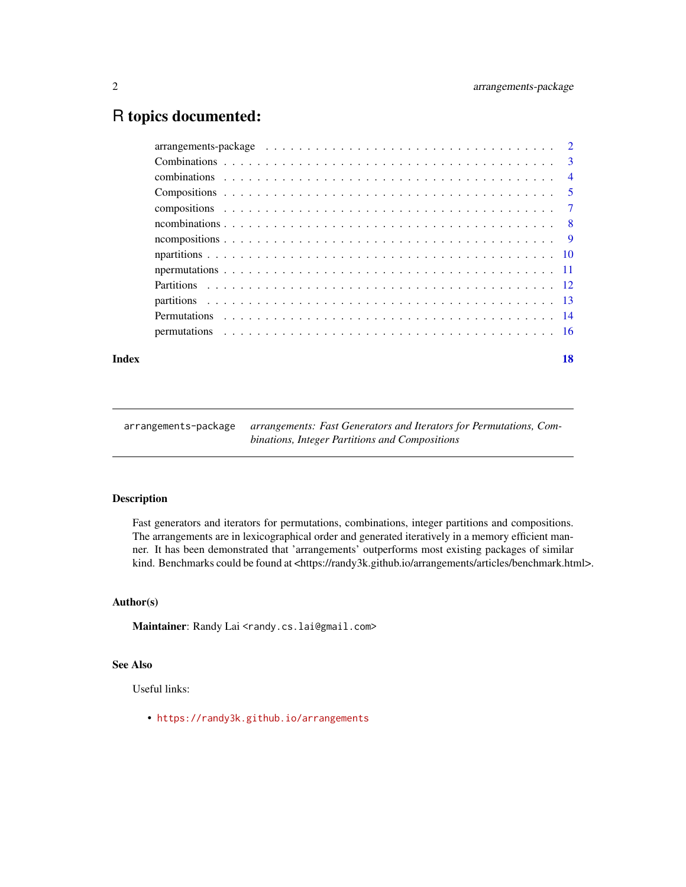# R topics documented:

| | |
|---|---|
| arrangements-package | 2 |
| Combinations | 3 |
| combinations | 4 |
| Compositions | 5 |
| compositions | 7 |
| ncombinations | 8 |
| ncompositions | 9 |
| npartitions | 10 |
| npermutations | 11 |
| Partitions | 12 |
| partitions | 13 |
| Permutations | 14 |
| permutations | 16 |
| **Index** | **18** |

---

`arrangements-package` *arrangements: Fast Generators and Iterators for Permutations, Combinations, Integer Partitions and Compositions*

---

## Description

Fast generators and iterators for permutations, combinations, integer partitions and compositions. The arrangements are in lexicographical order and generated iteratively in a memory efficient manner. It has been demonstrated that 'arrangements' outperforms most existing packages of similar kind. Benchmarks could be found at <https://randy3k.github.io/arrangements/articles/benchmark.html>.

## Author(s)

**Maintainer**: Randy Lai `<randy.cs.lai@gmail.com>`

## See Also

Useful links:

- `https://randy3k.github.io/arrangements`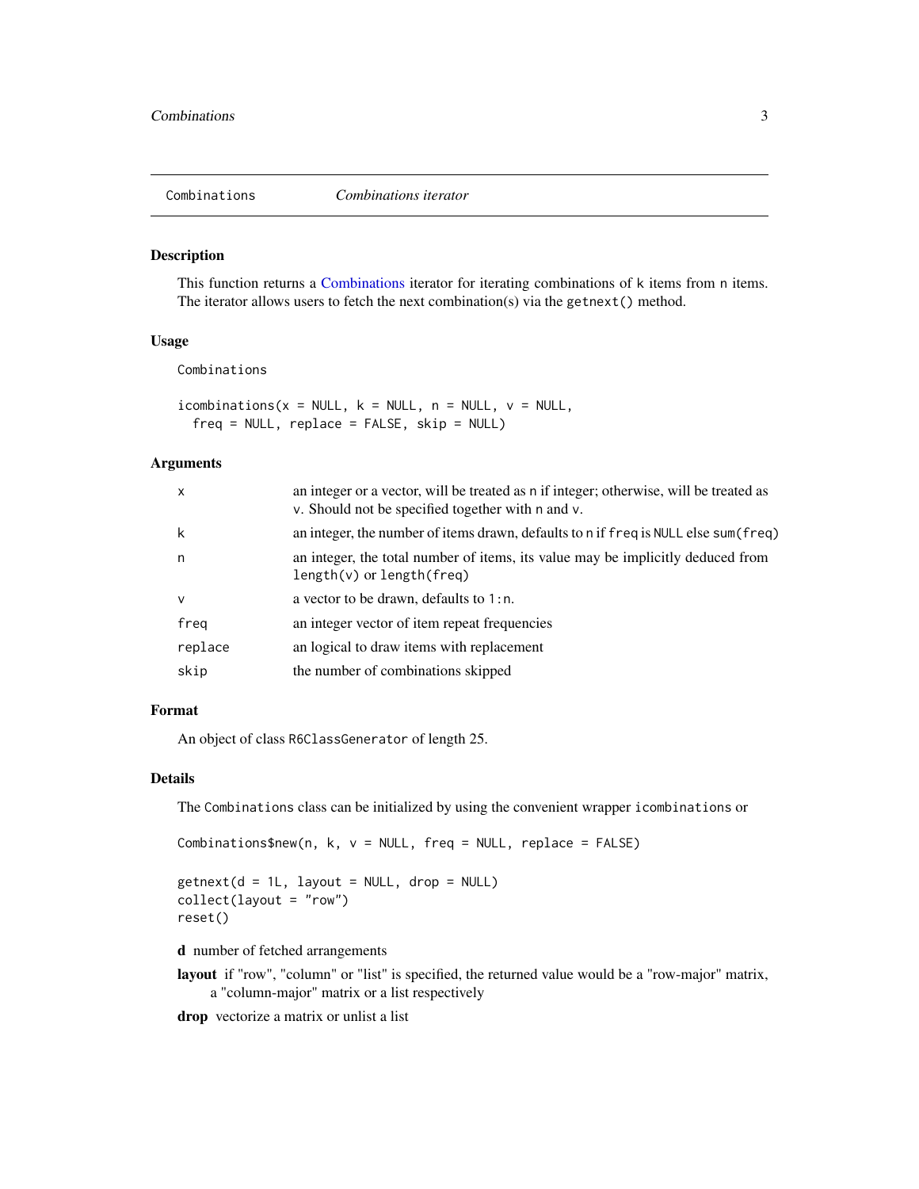## Combinations — *Combinations iterator*

### Description

This function returns a Combinations iterator for iterating combinations of `k` items from `n` items. The iterator allows users to fetch the next combination(s) via the `getnext()` method.

### Usage

```
Combinations

icombinations(x = NULL, k = NULL, n = NULL, v = NULL,
  freq = NULL, replace = FALSE, skip = NULL)
```

### Arguments

| | |
|---|---|
| `x` | an integer or a vector, will be treated as `n` if integer; otherwise, will be treated as `v`. Should not be specified together with `n` and `v`. |
| `k` | an integer, the number of items drawn, defaults to `n` if `freq` is `NULL` else `sum(freq)` |
| `n` | an integer, the total number of items, its value may be implicitly deduced from `length(v)` or `length(freq)` |
| `v` | a vector to be drawn, defaults to `1:n`. |
| `freq` | an integer vector of item repeat frequencies |
| `replace` | an logical to draw items with replacement |
| `skip` | the number of combinations skipped |

### Format

An object of class `R6ClassGenerator` of length 25.

### Details

The `Combinations` class can be initialized by using the convenient wrapper `icombinations` or

```
Combinations$new(n, k, v = NULL, freq = NULL, replace = FALSE)
```

```
getnext(d = 1L, layout = NULL, drop = NULL)
collect(layout = "row")
reset()
```

**d** number of fetched arrangements

**layout** if "row", "column" or "list" is specified, the returned value would be a "row-major" matrix, a "column-major" matrix or a list respectively

**drop** vectorize a matrix or unlist a list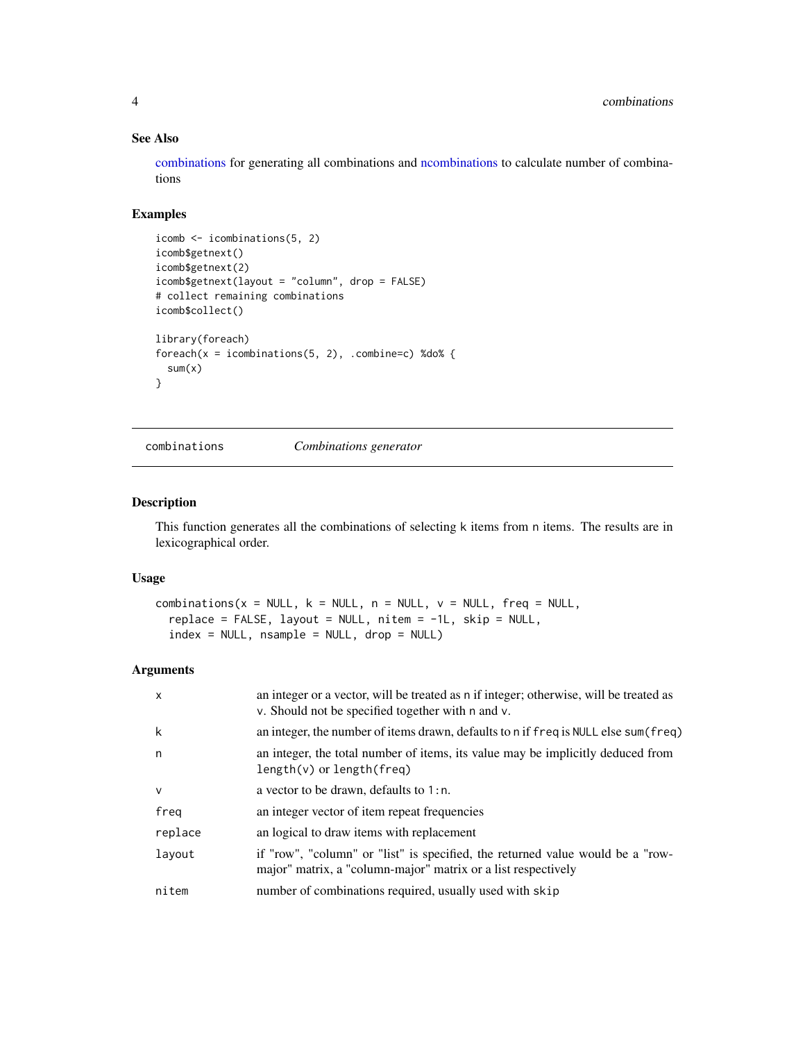### See Also

combinations for generating all combinations and ncombinations to calculate number of combinations

### Examples

```
icomb <- icombinations(5, 2)
icomb$getnext()
icomb$getnext(2)
icomb$getnext(layout = "column", drop = FALSE)
# collect remaining combinations
icomb$collect()

library(foreach)
foreach(x = icombinations(5, 2), .combine=c) %do% {
  sum(x)
}
```

---

## combinations — *Combinations generator*

---

### Description

This function generates all the combinations of selecting k items from n items. The results are in lexicographical order.

### Usage

```
combinations(x = NULL, k = NULL, n = NULL, v = NULL, freq = NULL,
  replace = FALSE, layout = NULL, nitem = -1L, skip = NULL,
  index = NULL, nsample = NULL, drop = NULL)
```

### Arguments

| | |
|---|---|
| x | an integer or a vector, will be treated as n if integer; otherwise, will be treated as v. Should not be specified together with n and v. |
| k | an integer, the number of items drawn, defaults to n if freq is NULL else sum(freq) |
| n | an integer, the total number of items, its value may be implicitly deduced from length(v) or length(freq) |
| v | a vector to be drawn, defaults to 1:n. |
| freq | an integer vector of item repeat frequencies |
| replace | an logical to draw items with replacement |
| layout | if "row", "column" or "list" is specified, the returned value would be a "row-major" matrix, a "column-major" matrix or a list respectively |
| nitem | number of combinations required, usually used with skip |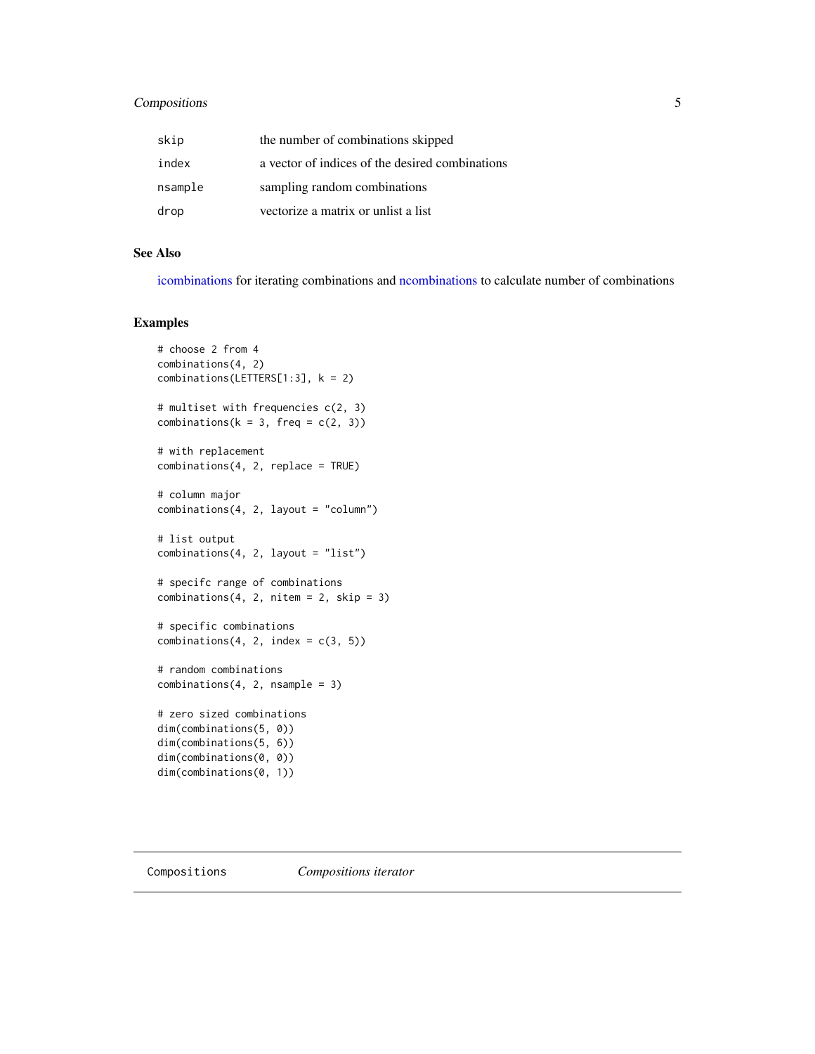| | |
|---|---|
| skip | the number of combinations skipped |
| index | a vector of indices of the desired combinations |
| nsample | sampling random combinations |
| drop | vectorize a matrix or unlist a list |

### See Also

icombinations for iterating combinations and ncombinations to calculate number of combinations

### Examples

```
# choose 2 from 4
combinations(4, 2)
combinations(LETTERS[1:3], k = 2)

# multiset with frequencies c(2, 3)
combinations(k = 3, freq = c(2, 3))

# with replacement
combinations(4, 2, replace = TRUE)

# column major
combinations(4, 2, layout = "column")

# list output
combinations(4, 2, layout = "list")

# specifc range of combinations
combinations(4, 2, nitem = 2, skip = 3)

# specific combinations
combinations(4, 2, index = c(3, 5))

# random combinations
combinations(4, 2, nsample = 3)

# zero sized combinations
dim(combinations(5, 0))
dim(combinations(5, 6))
dim(combinations(0, 0))
dim(combinations(0, 1))
```

---

## Compositions *Compositions iterator*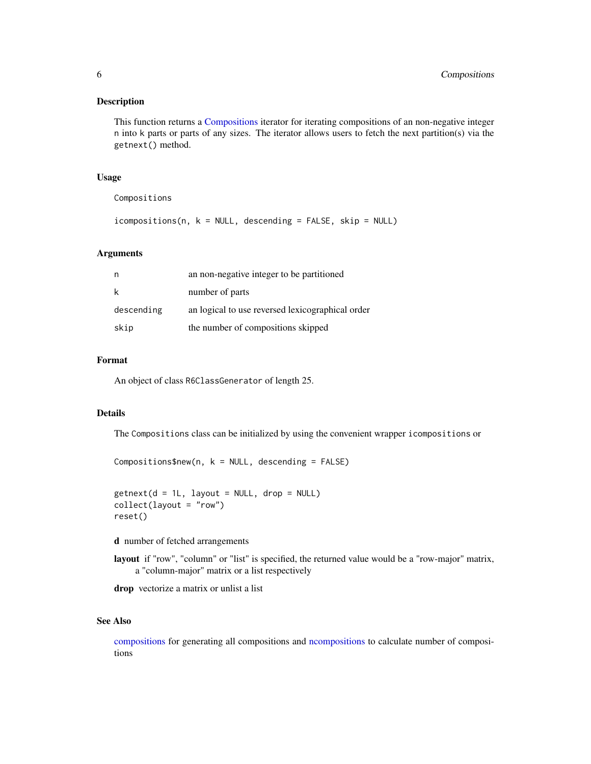## Description

This function returns a Compositions iterator for iterating compositions of an non-negative integer `n` into `k` parts or parts of any sizes. The iterator allows users to fetch the next partition(s) via the `getnext()` method.

## Usage

```
Compositions

icompositions(n, k = NULL, descending = FALSE, skip = NULL)
```

## Arguments

| | |
|---|---|
| `n` | an non-negative integer to be partitioned |
| `k` | number of parts |
| `descending` | an logical to use reversed lexicographical order |
| `skip` | the number of compositions skipped |

## Format

An object of class `R6ClassGenerator` of length 25.

## Details

The `Compositions` class can be initialized by using the convenient wrapper `icompositions` or

```
Compositions$new(n, k = NULL, descending = FALSE)
```

```
getnext(d = 1L, layout = NULL, drop = NULL)
collect(layout = "row")
reset()
```

**d** number of fetched arrangements

**layout** if "row", "column" or "list" is specified, the returned value would be a "row-major" matrix, a "column-major" matrix or a list respectively

**drop** vectorize a matrix or unlist a list

## See Also

compositions for generating all compositions and ncompositions to calculate number of compositions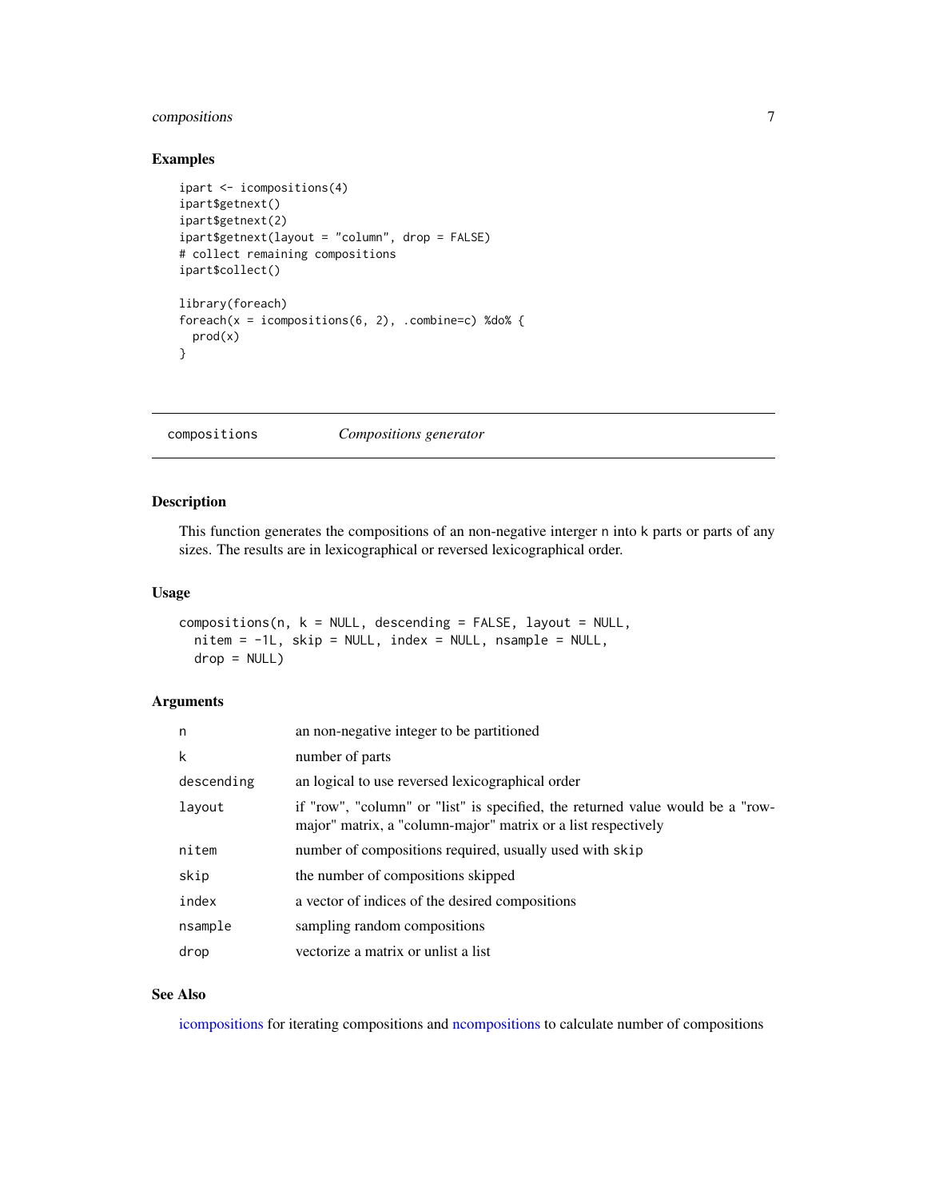### Examples

```
ipart <- icompositions(4)
ipart$getnext()
ipart$getnext(2)
ipart$getnext(layout = "column", drop = FALSE)
# collect remaining compositions
ipart$collect()

library(foreach)
foreach(x = icompositions(6, 2), .combine=c) %do% {
  prod(x)
}
```

---

## compositions *Compositions generator*

---

### Description

This function generates the compositions of an non-negative interger `n` into `k` parts or parts of any sizes. The results are in lexicographical or reversed lexicographical order.

### Usage

```
compositions(n, k = NULL, descending = FALSE, layout = NULL,
  nitem = -1L, skip = NULL, index = NULL, nsample = NULL,
  drop = NULL)
```

### Arguments

| | |
|---|---|
| `n` | an non-negative integer to be partitioned |
| `k` | number of parts |
| `descending` | an logical to use reversed lexicographical order |
| `layout` | if "row", "column" or "list" is specified, the returned value would be a "row-major" matrix, a "column-major" matrix or a list respectively |
| `nitem` | number of compositions required, usually used with `skip` |
| `skip` | the number of compositions skipped |
| `index` | a vector of indices of the desired compositions |
| `nsample` | sampling random compositions |
| `drop` | vectorize a matrix or unlist a list |

### See Also

icompositions for iterating compositions and ncompositions to calculate number of compositions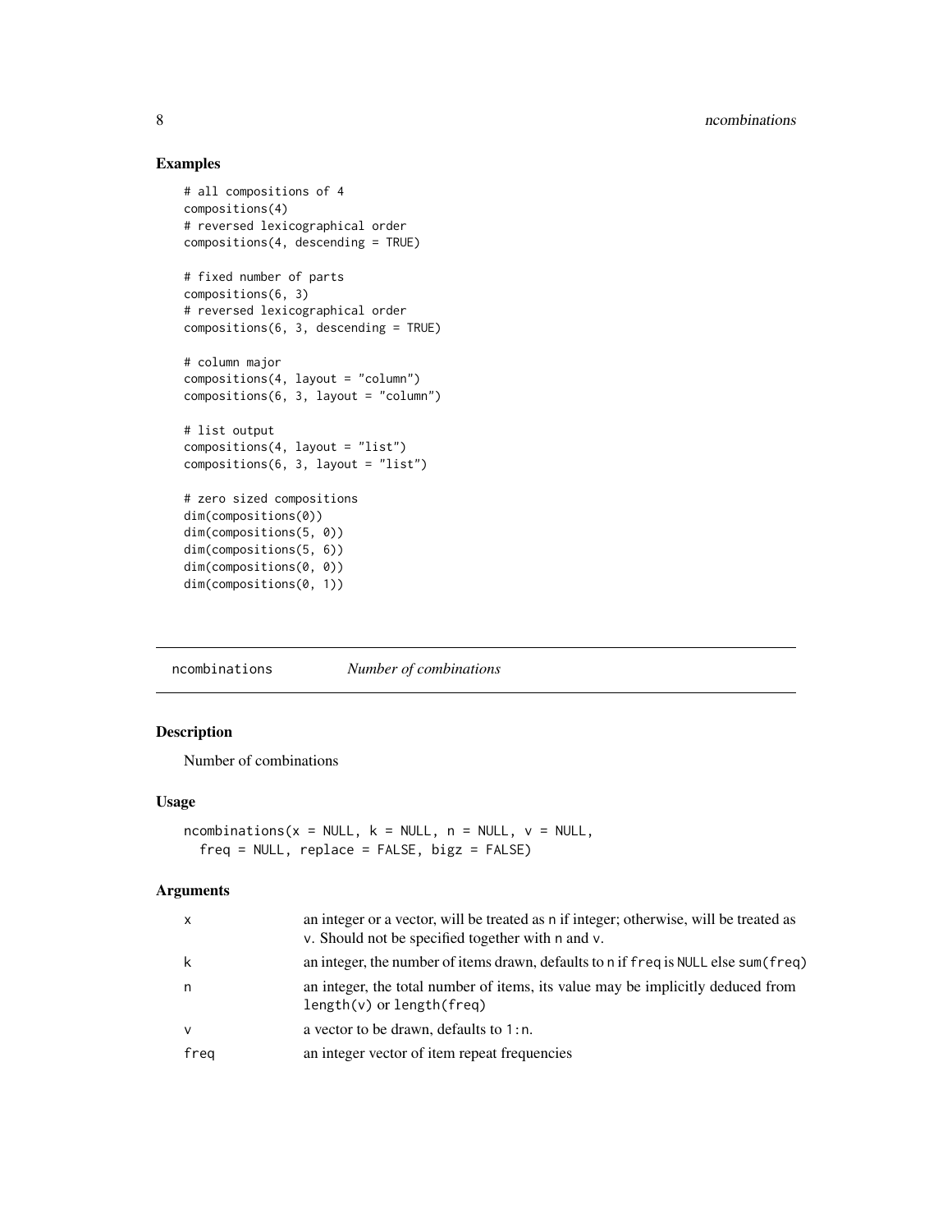## Examples

```
# all compositions of 4
compositions(4)
# reversed lexicographical order
compositions(4, descending = TRUE)

# fixed number of parts
compositions(6, 3)
# reversed lexicographical order
compositions(6, 3, descending = TRUE)

# column major
compositions(4, layout = "column")
compositions(6, 3, layout = "column")

# list output
compositions(4, layout = "list")
compositions(6, 3, layout = "list")

# zero sized compositions
dim(compositions(0))
dim(compositions(5, 0))
dim(compositions(5, 6))
dim(compositions(0, 0))
dim(compositions(0, 1))
```

---

# ncombinations *Number of combinations*

## Description

Number of combinations

## Usage

```
ncombinations(x = NULL, k = NULL, n = NULL, v = NULL,
  freq = NULL, replace = FALSE, bigz = FALSE)
```

## Arguments

| | |
|---|---|
| x | an integer or a vector, will be treated as n if integer; otherwise, will be treated as v. Should not be specified together with n and v. |
| k | an integer, the number of items drawn, defaults to n if freq is NULL else sum(freq) |
| n | an integer, the total number of items, its value may be implicitly deduced from length(v) or length(freq) |
| v | a vector to be drawn, defaults to 1:n. |
| freq | an integer vector of item repeat frequencies |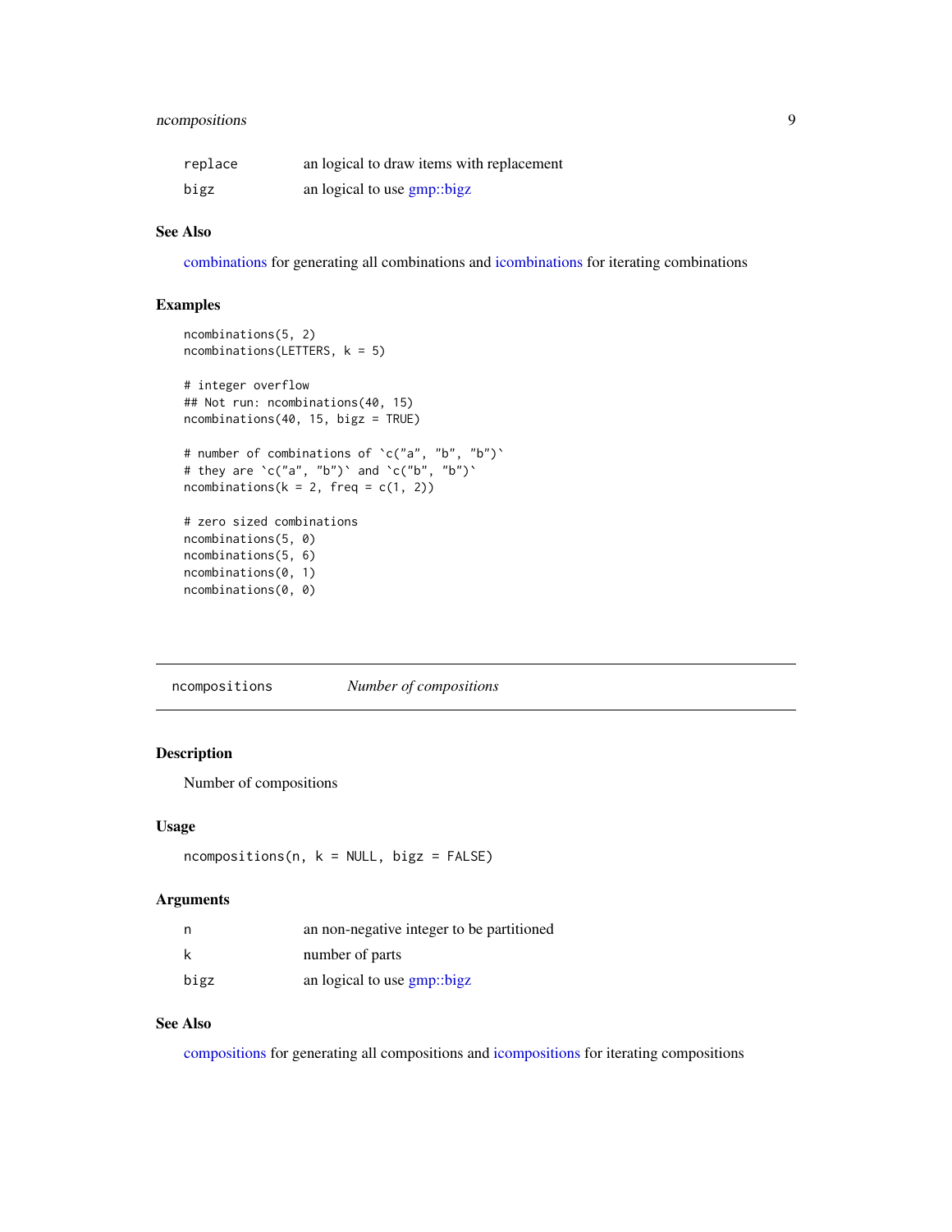| | |
|---|---|
| replace | an logical to draw items with replacement |
| bigz | an logical to use gmp::bigz |

### See Also

combinations for generating all combinations and icombinations for iterating combinations

### Examples

```
ncombinations(5, 2)
ncombinations(LETTERS, k = 5)

# integer overflow
## Not run: ncombinations(40, 15)
ncombinations(40, 15, bigz = TRUE)

# number of combinations of `c("a", "b", "b")`
# they are `c("a", "b")` and `c("b", "b")`
ncombinations(k = 2, freq = c(1, 2))

# zero sized combinations
ncombinations(5, 0)
ncombinations(5, 6)
ncombinations(0, 1)
ncombinations(0, 0)
```

---

## ncompositions &nbsp;&nbsp;&nbsp; *Number of compositions*

---

### Description

Number of compositions

### Usage

```
ncompositions(n, k = NULL, bigz = FALSE)
```

### Arguments

| | |
|---|---|
| n | an non-negative integer to be partitioned |
| k | number of parts |
| bigz | an logical to use gmp::bigz |

### See Also

compositions for generating all compositions and icompositions for iterating compositions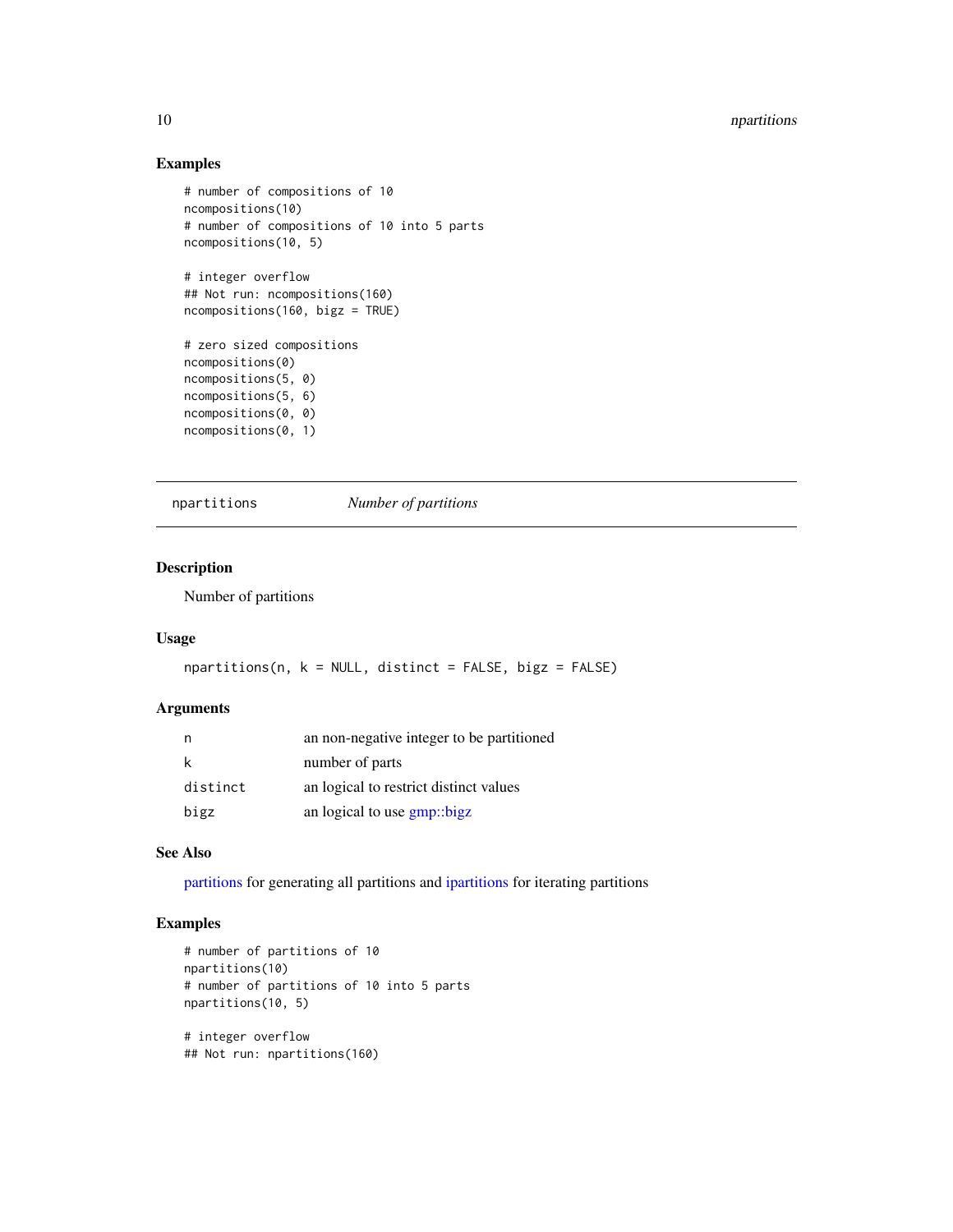## Examples

```
# number of compositions of 10
ncompositions(10)
# number of compositions of 10 into 5 parts
ncompositions(10, 5)

# integer overflow
## Not run: ncompositions(160)
ncompositions(160, bigz = TRUE)

# zero sized compositions
ncompositions(0)
ncompositions(5, 0)
ncompositions(5, 6)
ncompositions(0, 0)
ncompositions(0, 1)
```

---

`npartitions` *Number of partitions*

---

## Description

Number of partitions

## Usage

```
npartitions(n, k = NULL, distinct = FALSE, bigz = FALSE)
```

## Arguments

| | |
|---|---|
| `n` | an non-negative integer to be partitioned |
| `k` | number of parts |
| `distinct` | an logical to restrict distinct values |
| `bigz` | an logical to use gmp::bigz |

## See Also

partitions for generating all partitions and ipartitions for iterating partitions

## Examples

```
# number of partitions of 10
npartitions(10)
# number of partitions of 10 into 5 parts
npartitions(10, 5)

# integer overflow
## Not run: npartitions(160)
```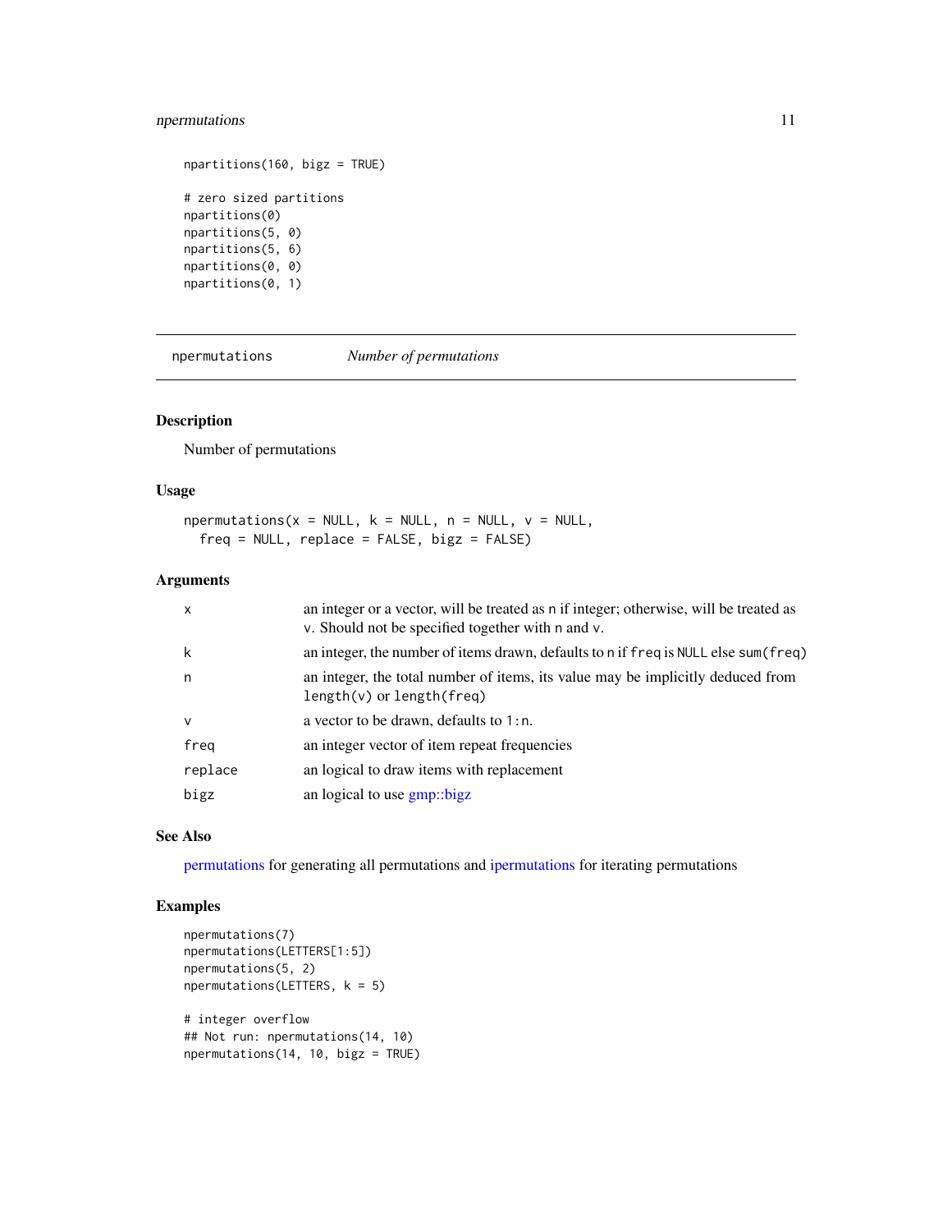```
npartitions(160, bigz = TRUE)

# zero sized partitions
npartitions(0)
npartitions(5, 0)
npartitions(5, 6)
npartitions(0, 0)
npartitions(0, 1)
```

---

## npermutations *Number of permutations*

---

### Description

Number of permutations

### Usage

```
npermutations(x = NULL, k = NULL, n = NULL, v = NULL,
  freq = NULL, replace = FALSE, bigz = FALSE)
```

### Arguments

| | |
|---|---|
| `x` | an integer or a vector, will be treated as `n` if integer; otherwise, will be treated as `v`. Should not be specified together with `n` and `v`. |
| `k` | an integer, the number of items drawn, defaults to `n` if `freq` is `NULL` else `sum(freq)` |
| `n` | an integer, the total number of items, its value may be implicitly deduced from `length(v)` or `length(freq)` |
| `v` | a vector to be drawn, defaults to `1:n`. |
| `freq` | an integer vector of item repeat frequencies |
| `replace` | an logical to draw items with replacement |
| `bigz` | an logical to use gmp::bigz |

### See Also

permutations for generating all permutations and ipermutations for iterating permutations

### Examples

```
npermutations(7)
npermutations(LETTERS[1:5])
npermutations(5, 2)
npermutations(LETTERS, k = 5)

# integer overflow
## Not run: npermutations(14, 10)
npermutations(14, 10, bigz = TRUE)
```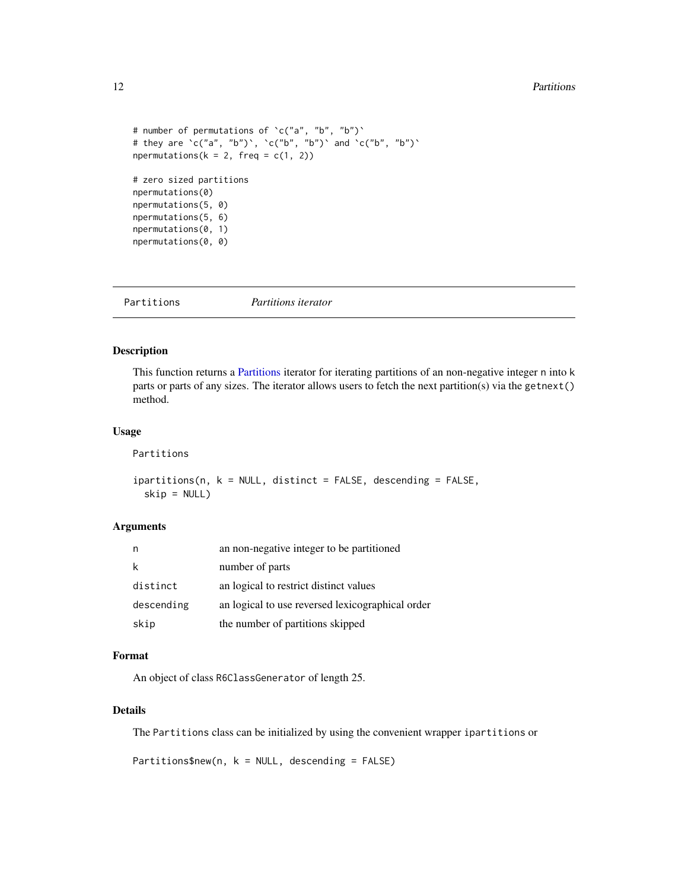```
# number of permutations of `c("a", "b", "b")`
# they are `c("a", "b")`, `c("b", "b")` and `c("b", "b")`
npermutations(k = 2, freq = c(1, 2))

# zero sized partitions
npermutations(0)
npermutations(5, 0)
npermutations(5, 6)
npermutations(0, 1)
npermutations(0, 0)
```

---

Partitions    *Partitions iterator*

---

## Description

This function returns a Partitions iterator for iterating partitions of an non-negative integer `n` into `k` parts or parts of any sizes. The iterator allows users to fetch the next partition(s) via the `getnext()` method.

## Usage

```
Partitions

ipartitions(n, k = NULL, distinct = FALSE, descending = FALSE,
  skip = NULL)
```

## Arguments

| | |
|---|---|
| `n` | an non-negative integer to be partitioned |
| `k` | number of parts |
| `distinct` | an logical to restrict distinct values |
| `descending` | an logical to use reversed lexicographical order |
| `skip` | the number of partitions skipped |

## Format

An object of class `R6ClassGenerator` of length 25.

## Details

The `Partitions` class can be initialized by using the convenient wrapper `ipartitions` or

```
Partitions$new(n, k = NULL, descending = FALSE)
```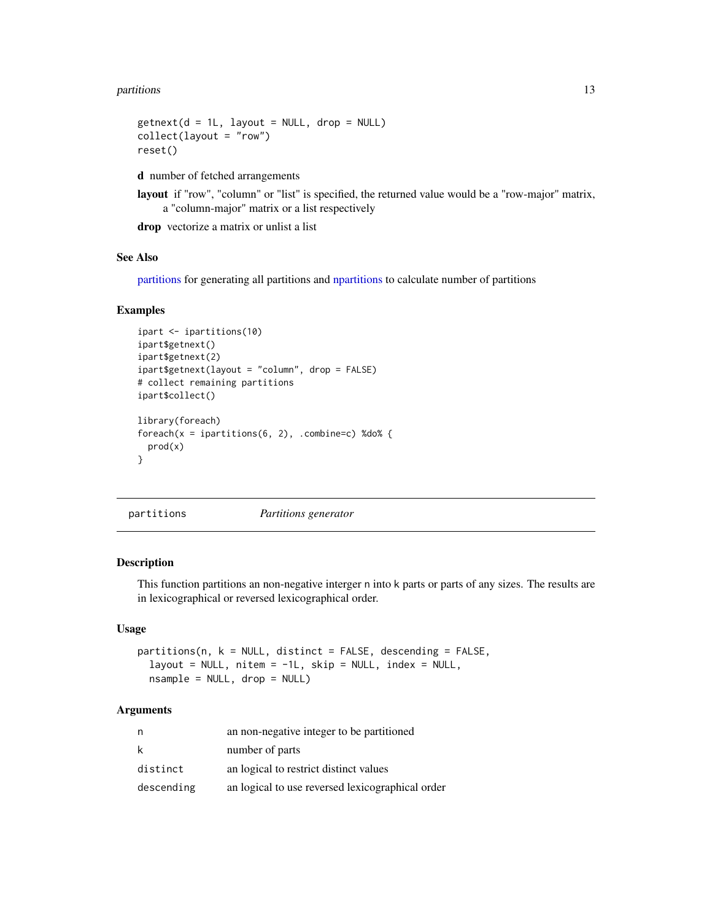```
getnext(d = 1L, layout = NULL, drop = NULL)
collect(layout = "row")
reset()
```

**d** number of fetched arrangements

**layout** if "row", "column" or "list" is specified, the returned value would be a "row-major" matrix, a "column-major" matrix or a list respectively

**drop** vectorize a matrix or unlist a list

### See Also

partitions for generating all partitions and npartitions to calculate number of partitions

### Examples

```
ipart <- ipartitions(10)
ipart$getnext()
ipart$getnext(2)
ipart$getnext(layout = "column", drop = FALSE)
# collect remaining partitions
ipart$collect()

library(foreach)
foreach(x = ipartitions(6, 2), .combine=c) %do% {
  prod(x)
}
```

---

## partitions *Partitions generator*

---

### Description

This function partitions an non-negative interger n into k parts or parts of any sizes. The results are in lexicographical or reversed lexicographical order.

### Usage

```
partitions(n, k = NULL, distinct = FALSE, descending = FALSE,
  layout = NULL, nitem = -1L, skip = NULL, index = NULL,
  nsample = NULL, drop = NULL)
```

### Arguments

| | |
|---|---|
| n | an non-negative integer to be partitioned |
| k | number of parts |
| distinct | an logical to restrict distinct values |
| descending | an logical to use reversed lexicographical order |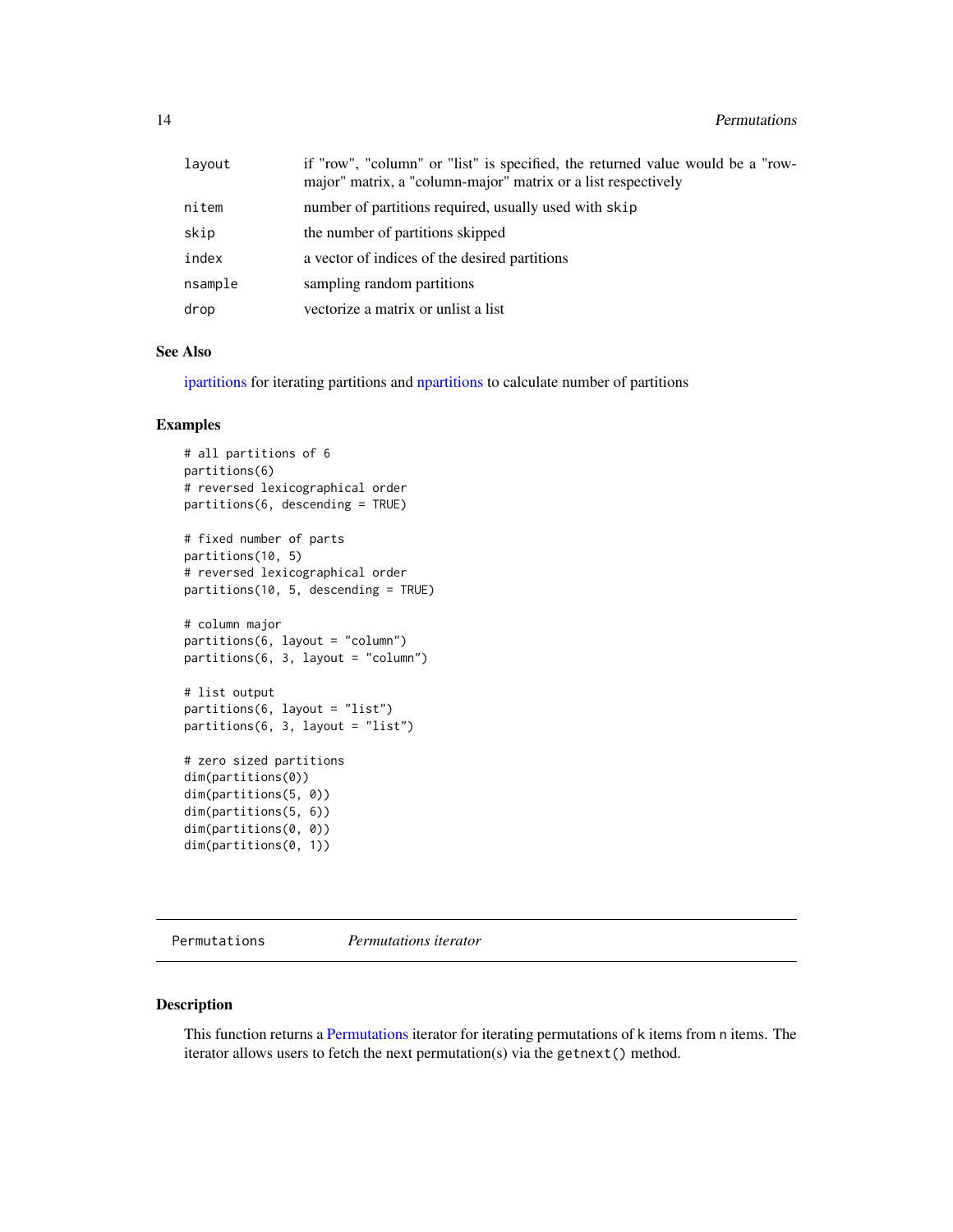| | |
|---|---|
| layout | if "row", "column" or "list" is specified, the returned value would be a "row-major" matrix, a "column-major" matrix or a list respectively |
| nitem | number of partitions required, usually used with skip |
| skip | the number of partitions skipped |
| index | a vector of indices of the desired partitions |
| nsample | sampling random partitions |
| drop | vectorize a matrix or unlist a list |

### See Also

ipartitions for iterating partitions and npartitions to calculate number of partitions

### Examples

```
# all partitions of 6
partitions(6)
# reversed lexicographical order
partitions(6, descending = TRUE)

# fixed number of parts
partitions(10, 5)
# reversed lexicographical order
partitions(10, 5, descending = TRUE)

# column major
partitions(6, layout = "column")
partitions(6, 3, layout = "column")

# list output
partitions(6, layout = "list")
partitions(6, 3, layout = "list")

# zero sized partitions
dim(partitions(0))
dim(partitions(5, 0))
dim(partitions(5, 6))
dim(partitions(0, 0))
dim(partitions(0, 1))
```

---

## Permutations    *Permutations iterator*

### Description

This function returns a Permutations iterator for iterating permutations of k items from n items. The iterator allows users to fetch the next permutation(s) via the getnext() method.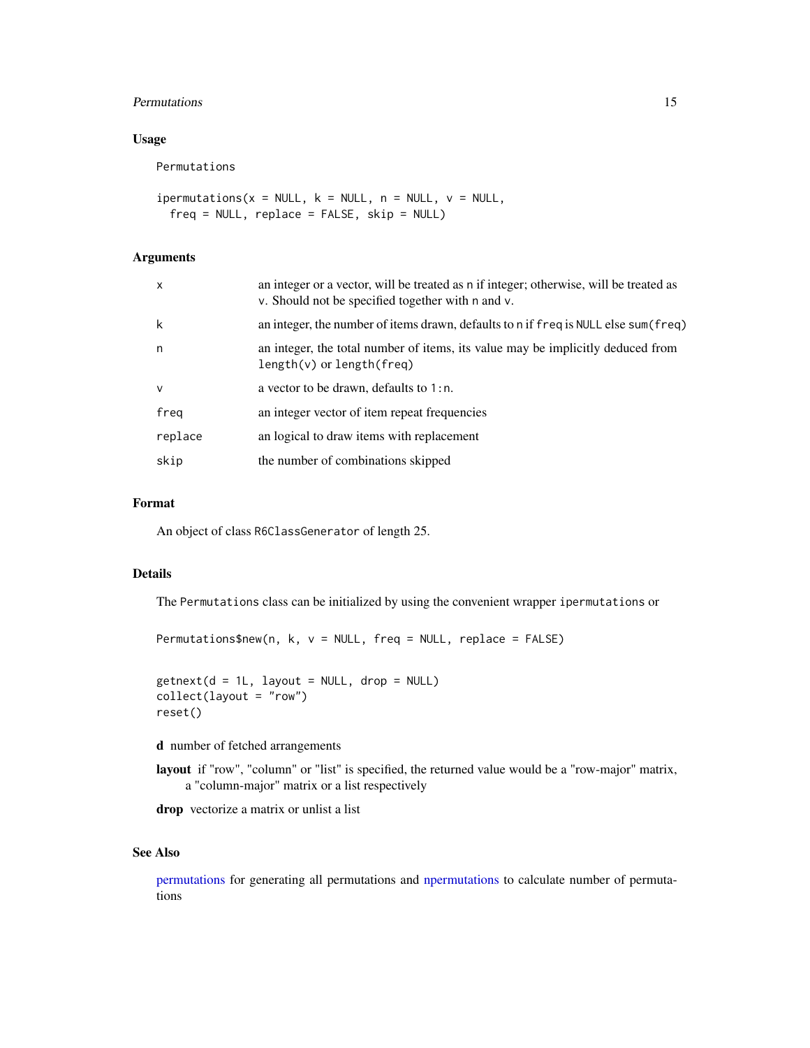## Usage

```
Permutations

ipermutations(x = NULL, k = NULL, n = NULL, v = NULL,
  freq = NULL, replace = FALSE, skip = NULL)
```

## Arguments

| | |
|---|---|
| x | an integer or a vector, will be treated as n if integer; otherwise, will be treated as v. Should not be specified together with n and v. |
| k | an integer, the number of items drawn, defaults to n if freq is NULL else sum(freq) |
| n | an integer, the total number of items, its value may be implicitly deduced from length(v) or length(freq) |
| v | a vector to be drawn, defaults to 1:n. |
| freq | an integer vector of item repeat frequencies |
| replace | an logical to draw items with replacement |
| skip | the number of combinations skipped |

## Format

An object of class R6ClassGenerator of length 25.

## Details

The Permutations class can be initialized by using the convenient wrapper ipermutations or

```
Permutations$new(n, k, v = NULL, freq = NULL, replace = FALSE)
```

```
getnext(d = 1L, layout = NULL, drop = NULL)
collect(layout = "row")
reset()
```

**d** number of fetched arrangements

**layout** if "row", "column" or "list" is specified, the returned value would be a "row-major" matrix, a "column-major" matrix or a list respectively

**drop** vectorize a matrix or unlist a list

## See Also

permutations for generating all permutations and npermutations to calculate number of permutations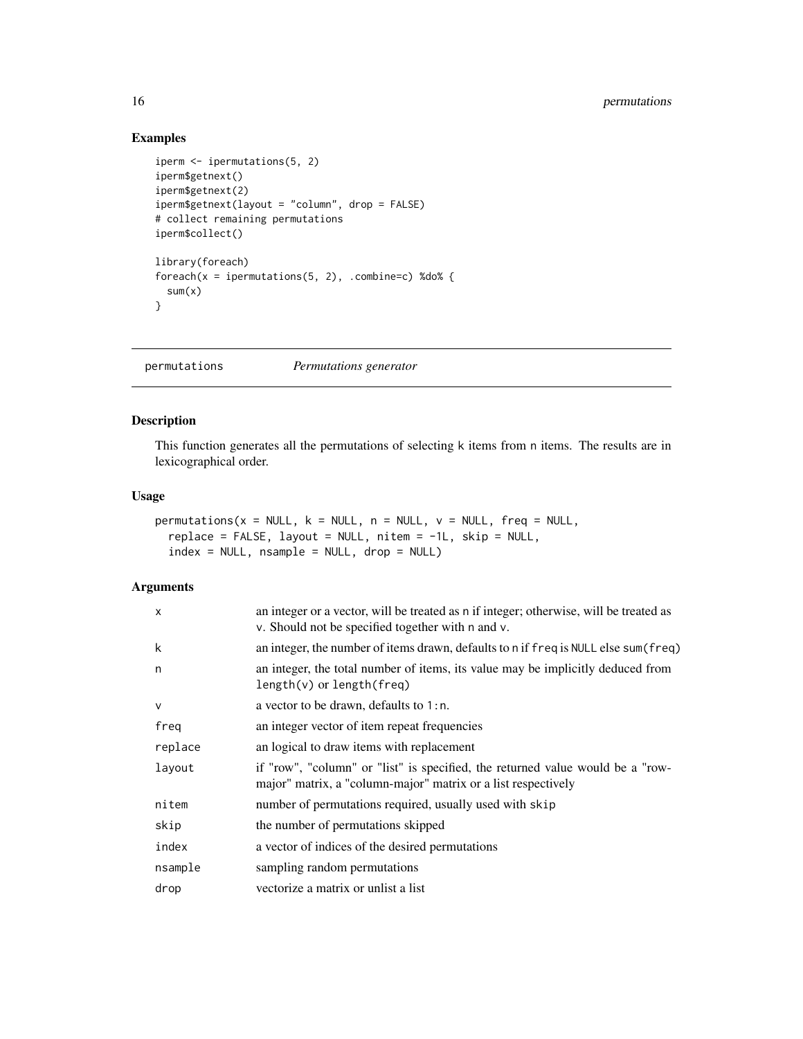## Examples

```
iperm <- ipermutations(5, 2)
iperm$getnext()
iperm$getnext(2)
iperm$getnext(layout = "column", drop = FALSE)
# collect remaining permutations
iperm$collect()

library(foreach)
foreach(x = ipermutations(5, 2), .combine=c) %do% {
  sum(x)
}
```

---

`permutations` *Permutations generator*

---

## Description

This function generates all the permutations of selecting k items from n items. The results are in lexicographical order.

## Usage

```
permutations(x = NULL, k = NULL, n = NULL, v = NULL, freq = NULL,
  replace = FALSE, layout = NULL, nitem = -1L, skip = NULL,
  index = NULL, nsample = NULL, drop = NULL)
```

## Arguments

| | |
|---|---|
| x | an integer or a vector, will be treated as n if integer; otherwise, will be treated as v. Should not be specified together with n and v. |
| k | an integer, the number of items drawn, defaults to n if freq is NULL else sum(freq) |
| n | an integer, the total number of items, its value may be implicitly deduced from length(v) or length(freq) |
| v | a vector to be drawn, defaults to 1:n. |
| freq | an integer vector of item repeat frequencies |
| replace | an logical to draw items with replacement |
| layout | if "row", "column" or "list" is specified, the returned value would be a "row-major" matrix, a "column-major" matrix or a list respectively |
| nitem | number of permutations required, usually used with skip |
| skip | the number of permutations skipped |
| index | a vector of indices of the desired permutations |
| nsample | sampling random permutations |
| drop | vectorize a matrix or unlist a list |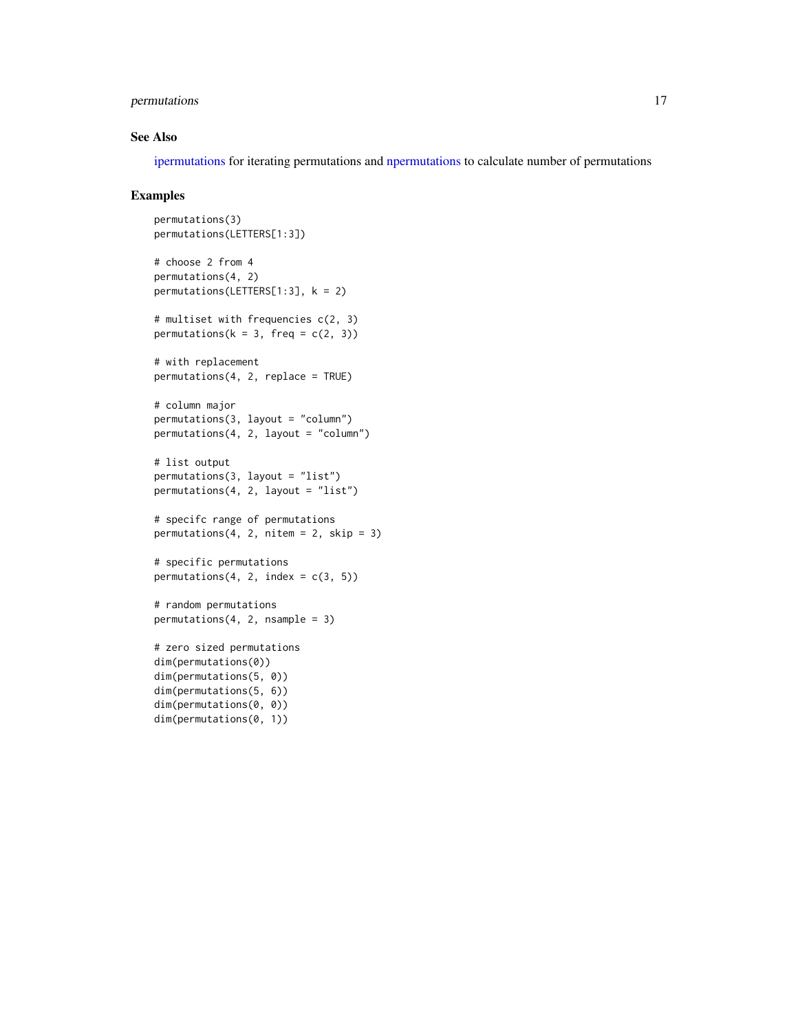## See Also

ipermutations for iterating permutations and npermutations to calculate number of permutations

## Examples

```
permutations(3)
permutations(LETTERS[1:3])

# choose 2 from 4
permutations(4, 2)
permutations(LETTERS[1:3], k = 2)

# multiset with frequencies c(2, 3)
permutations(k = 3, freq = c(2, 3))

# with replacement
permutations(4, 2, replace = TRUE)

# column major
permutations(3, layout = "column")
permutations(4, 2, layout = "column")

# list output
permutations(3, layout = "list")
permutations(4, 2, layout = "list")

# specifc range of permutations
permutations(4, 2, nitem = 2, skip = 3)

# specific permutations
permutations(4, 2, index = c(3, 5))

# random permutations
permutations(4, 2, nsample = 3)

# zero sized permutations
dim(permutations(0))
dim(permutations(5, 0))
dim(permutations(5, 6))
dim(permutations(0, 0))
dim(permutations(0, 1))
```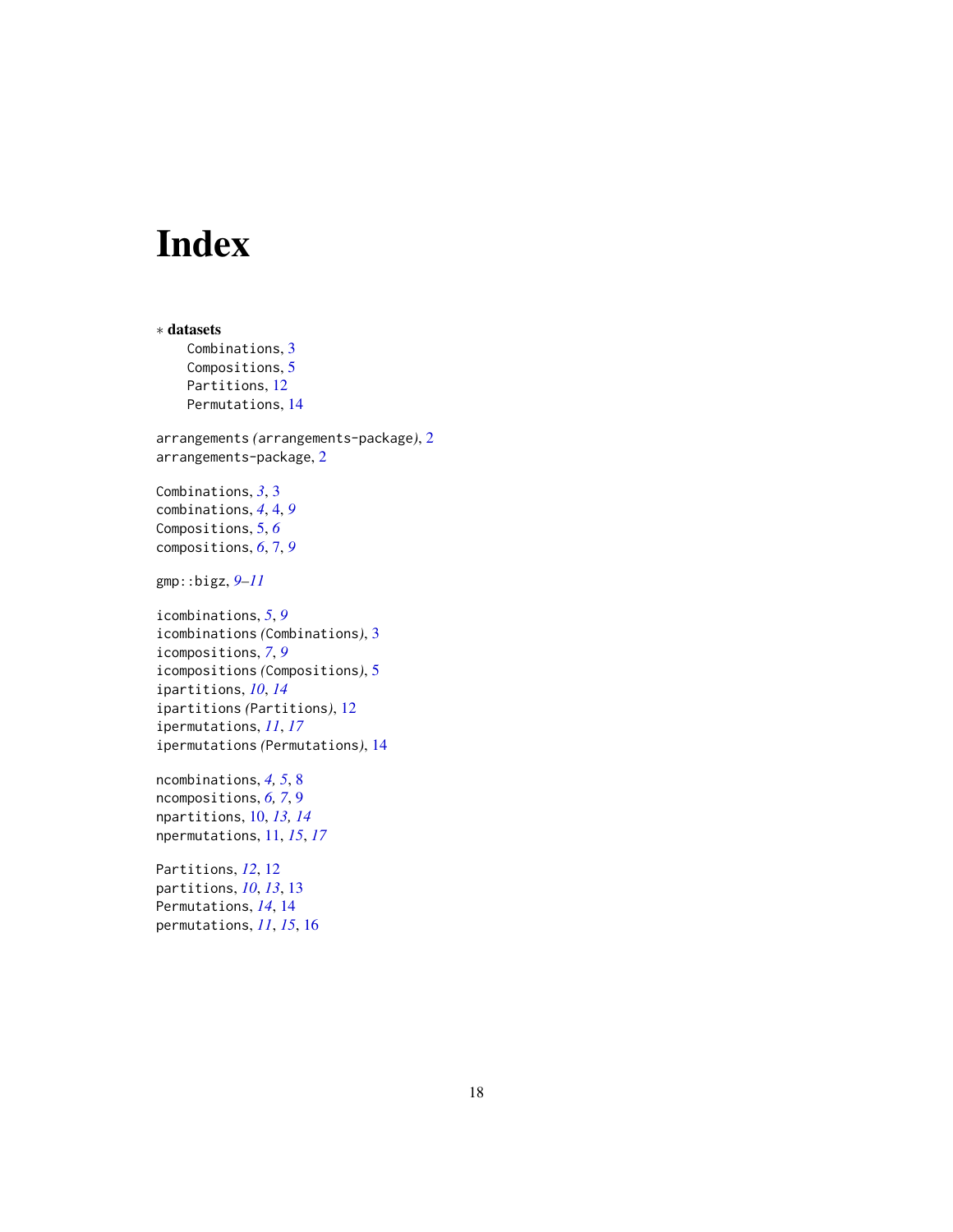# Index

∗ **datasets**
  Combinations, 3
  Compositions, 5
  Partitions, 12
  Permutations, 14

arrangements (arrangements-package), 2
arrangements-package, 2

Combinations, *3*, 3
combinations, *4*, 4, *9*
Compositions, 5, *6*
compositions, *6*, 7, *9*

gmp::bigz, *9–11*

icombinations, *5*, *9*
icombinations (Combinations), 3
icompositions, *7*, *9*
icompositions (Compositions), 5
ipartitions, *10*, *14*
ipartitions (Partitions), 12
ipermutations, *11*, *17*
ipermutations (Permutations), 14

ncombinations, *4, 5*, 8
ncompositions, *6, 7*, 9
npartitions, 10, *13, 14*
npermutations, 11, *15*, *17*

Partitions, *12*, 12
partitions, *10*, *13*, 13
Permutations, *14*, 14
permutations, *11*, *15*, 16